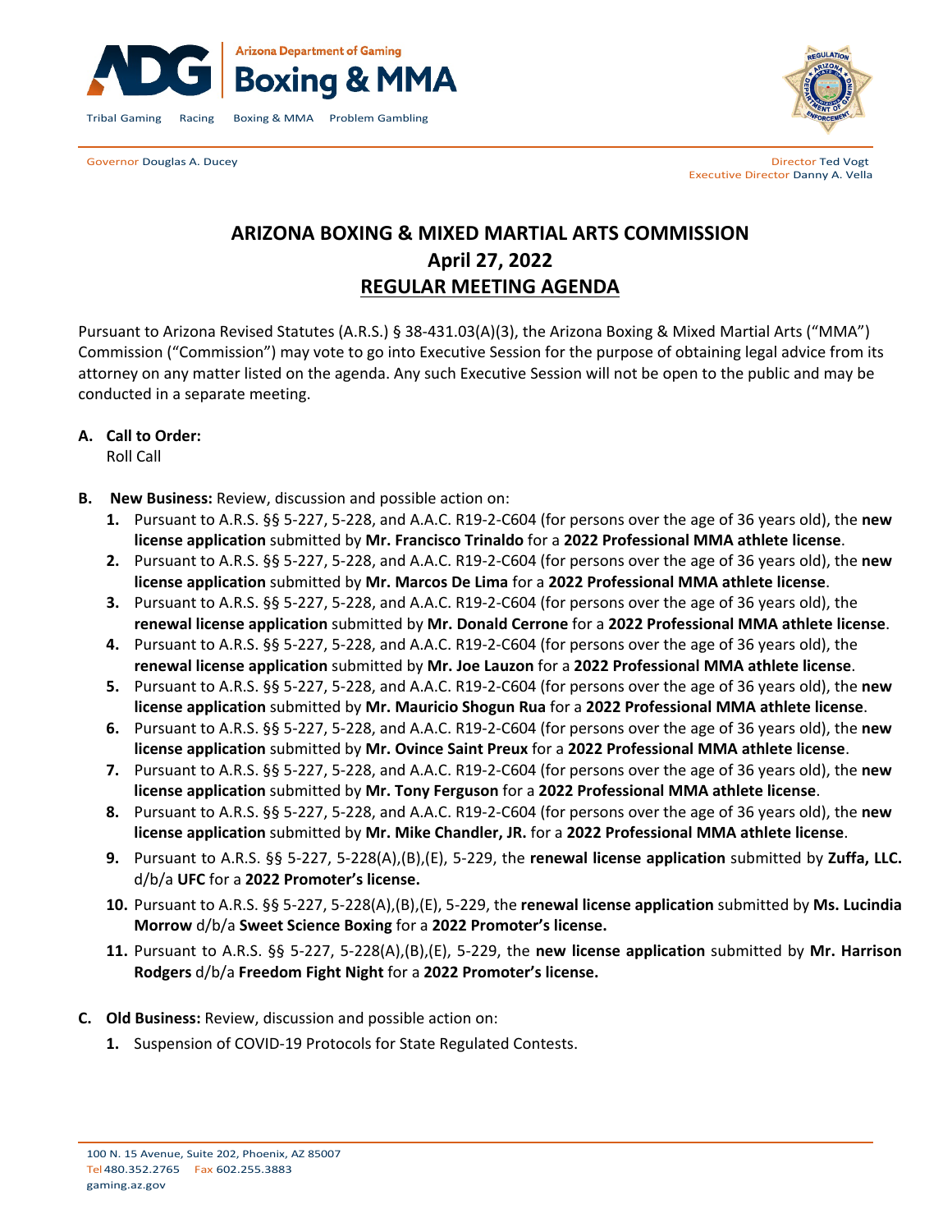ADG | Arizona Department of Gaming
**Boxing & MMA**

Tribal Gaming Racing Boxing & MMA Problem Gambling

Governor Douglas A. Ducey

Director Ted Vogt
Executive Director Danny A. Vella

# ARIZONA BOXING & MIXED MARTIAL ARTS COMMISSION
## April 27, 2022
## REGULAR MEETING AGENDA

Pursuant to Arizona Revised Statutes (A.R.S.) § 38-431.03(A)(3), the Arizona Boxing & Mixed Martial Arts ("MMA") Commission ("Commission") may vote to go into Executive Session for the purpose of obtaining legal advice from its attorney on any matter listed on the agenda. Any such Executive Session will not be open to the public and may be conducted in a separate meeting.

**A. Call to Order:**
Roll Call

**B. New Business:** Review, discussion and possible action on:

1. Pursuant to A.R.S. §§ 5-227, 5-228, and A.A.C. R19-2-C604 (for persons over the age of 36 years old), the **new license application** submitted by **Mr. Francisco Trinaldo** for a **2022 Professional MMA athlete license**.
2. Pursuant to A.R.S. §§ 5-227, 5-228, and A.A.C. R19-2-C604 (for persons over the age of 36 years old), the **new license application** submitted by **Mr. Marcos De Lima** for a **2022 Professional MMA athlete license**.
3. Pursuant to A.R.S. §§ 5-227, 5-228, and A.A.C. R19-2-C604 (for persons over the age of 36 years old), the **renewal license application** submitted by **Mr. Donald Cerrone** for a **2022 Professional MMA athlete license**.
4. Pursuant to A.R.S. §§ 5-227, 5-228, and A.A.C. R19-2-C604 (for persons over the age of 36 years old), the **renewal license application** submitted by **Mr. Joe Lauzon** for a **2022 Professional MMA athlete license**.
5. Pursuant to A.R.S. §§ 5-227, 5-228, and A.A.C. R19-2-C604 (for persons over the age of 36 years old), the **new license application** submitted by **Mr. Mauricio Shogun Rua** for a **2022 Professional MMA athlete license**.
6. Pursuant to A.R.S. §§ 5-227, 5-228, and A.A.C. R19-2-C604 (for persons over the age of 36 years old), the **new license application** submitted by **Mr. Ovince Saint Preux** for a **2022 Professional MMA athlete license**.
7. Pursuant to A.R.S. §§ 5-227, 5-228, and A.A.C. R19-2-C604 (for persons over the age of 36 years old), the **new license application** submitted by **Mr. Tony Ferguson** for a **2022 Professional MMA athlete license**.
8. Pursuant to A.R.S. §§ 5-227, 5-228, and A.A.C. R19-2-C604 (for persons over the age of 36 years old), the **new license application** submitted by **Mr. Mike Chandler, JR.** for a **2022 Professional MMA athlete license**.
9. Pursuant to A.R.S. §§ 5-227, 5-228(A),(B),(E), 5-229, the **renewal license application** submitted by **Zuffa, LLC.** d/b/a **UFC** for a **2022 Promoter's license.**
10. Pursuant to A.R.S. §§ 5-227, 5-228(A),(B),(E), 5-229, the **renewal license application** submitted by **Ms. Lucindia Morrow** d/b/a **Sweet Science Boxing** for a **2022 Promoter's license.**
11. Pursuant to A.R.S. §§ 5-227, 5-228(A),(B),(E), 5-229, the **new license application** submitted by **Mr. Harrison Rodgers** d/b/a **Freedom Fight Night** for a **2022 Promoter's license.**

**C. Old Business:** Review, discussion and possible action on:

1. Suspension of COVID-19 Protocols for State Regulated Contests.

100 N. 15 Avenue, Suite 202, Phoenix, AZ 85007
Tel 480.352.2765 Fax 602.255.3883
gaming.az.gov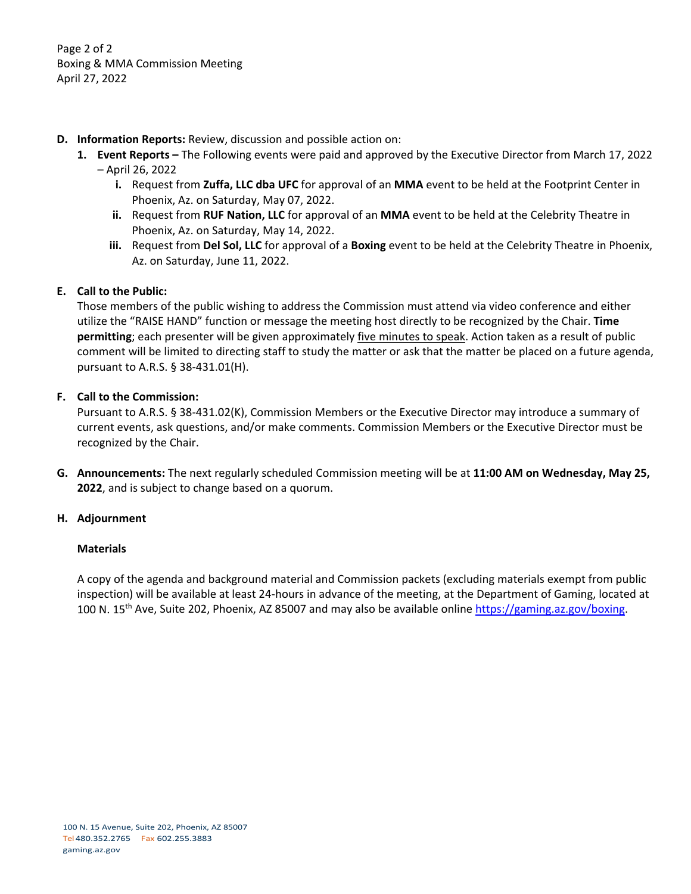**D. Information Reports:** Review, discussion and possible action on:

1. **Event Reports –** The Following events were paid and approved by the Executive Director from March 17, 2022 – April 26, 2022
   - i. Request from **Zuffa, LLC dba UFC** for approval of an **MMA** event to be held at the Footprint Center in Phoenix, Az. on Saturday, May 07, 2022.
   - ii. Request from **RUF Nation, LLC** for approval of an **MMA** event to be held at the Celebrity Theatre in Phoenix, Az. on Saturday, May 14, 2022.
   - iii. Request from **Del Sol, LLC** for approval of a **Boxing** event to be held at the Celebrity Theatre in Phoenix, Az. on Saturday, June 11, 2022.

**E. Call to the Public:**

Those members of the public wishing to address the Commission must attend via video conference and either utilize the "RAISE HAND" function or message the meeting host directly to be recognized by the Chair. **Time permitting**; each presenter will be given approximately <u>five minutes to speak</u>. Action taken as a result of public comment will be limited to directing staff to study the matter or ask that the matter be placed on a future agenda, pursuant to A.R.S. § 38-431.01(H).

**F. Call to the Commission:**

Pursuant to A.R.S. § 38-431.02(K), Commission Members or the Executive Director may introduce a summary of current events, ask questions, and/or make comments. Commission Members or the Executive Director must be recognized by the Chair.

**G. Announcements:** The next regularly scheduled Commission meeting will be at **11:00 AM on Wednesday, May 25, 2022**, and is subject to change based on a quorum.

**H. Adjournment**

**Materials**

A copy of the agenda and background material and Commission packets (excluding materials exempt from public inspection) will be available at least 24-hours in advance of the meeting, at the Department of Gaming, located at 100 N. 15th Ave, Suite 202, Phoenix, AZ 85007 and may also be available online https://gaming.az.gov/boxing.